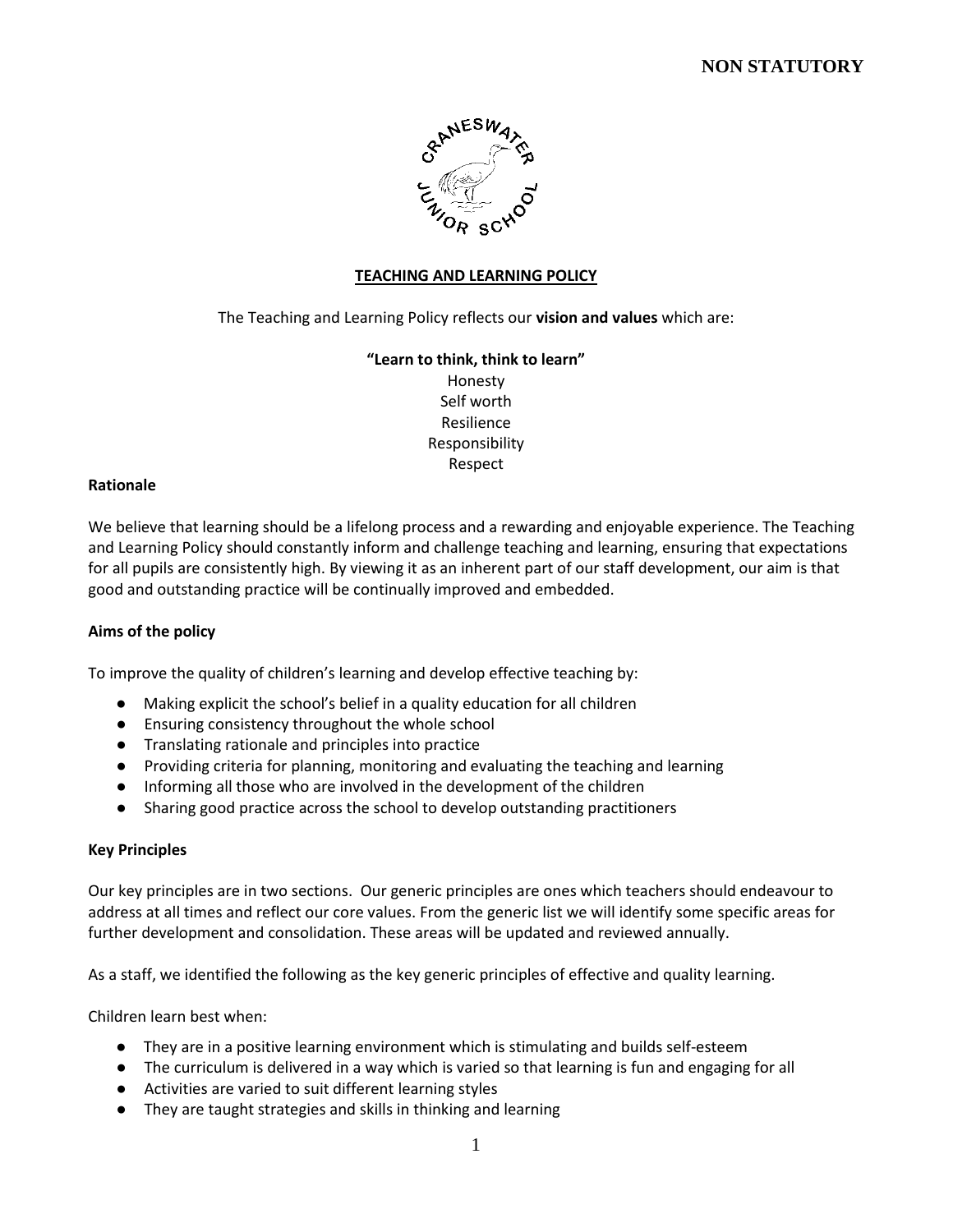**NON STATUTORY**

CRANESWATER JUNIOR SCHOOL

# TEACHING AND LEARNING POLICY

The Teaching and Learning Policy reflects our **vision and values** which are:

**"Learn to think, think to learn"**
Honesty
Self worth
Resilience
Responsibility
Respect

## Rationale

We believe that learning should be a lifelong process and a rewarding and enjoyable experience. The Teaching and Learning Policy should constantly inform and challenge teaching and learning, ensuring that expectations for all pupils are consistently high. By viewing it as an inherent part of our staff development, our aim is that good and outstanding practice will be continually improved and embedded.

## Aims of the policy

To improve the quality of children's learning and develop effective teaching by:

- Making explicit the school's belief in a quality education for all children
- Ensuring consistency throughout the whole school
- Translating rationale and principles into practice
- Providing criteria for planning, monitoring and evaluating the teaching and learning
- Informing all those who are involved in the development of the children
- Sharing good practice across the school to develop outstanding practitioners

## Key Principles

Our key principles are in two sections. Our generic principles are ones which teachers should endeavour to address at all times and reflect our core values. From the generic list we will identify some specific areas for further development and consolidation. These areas will be updated and reviewed annually.

As a staff, we identified the following as the key generic principles of effective and quality learning.

Children learn best when:

- They are in a positive learning environment which is stimulating and builds self-esteem
- The curriculum is delivered in a way which is varied so that learning is fun and engaging for all
- Activities are varied to suit different learning styles
- They are taught strategies and skills in thinking and learning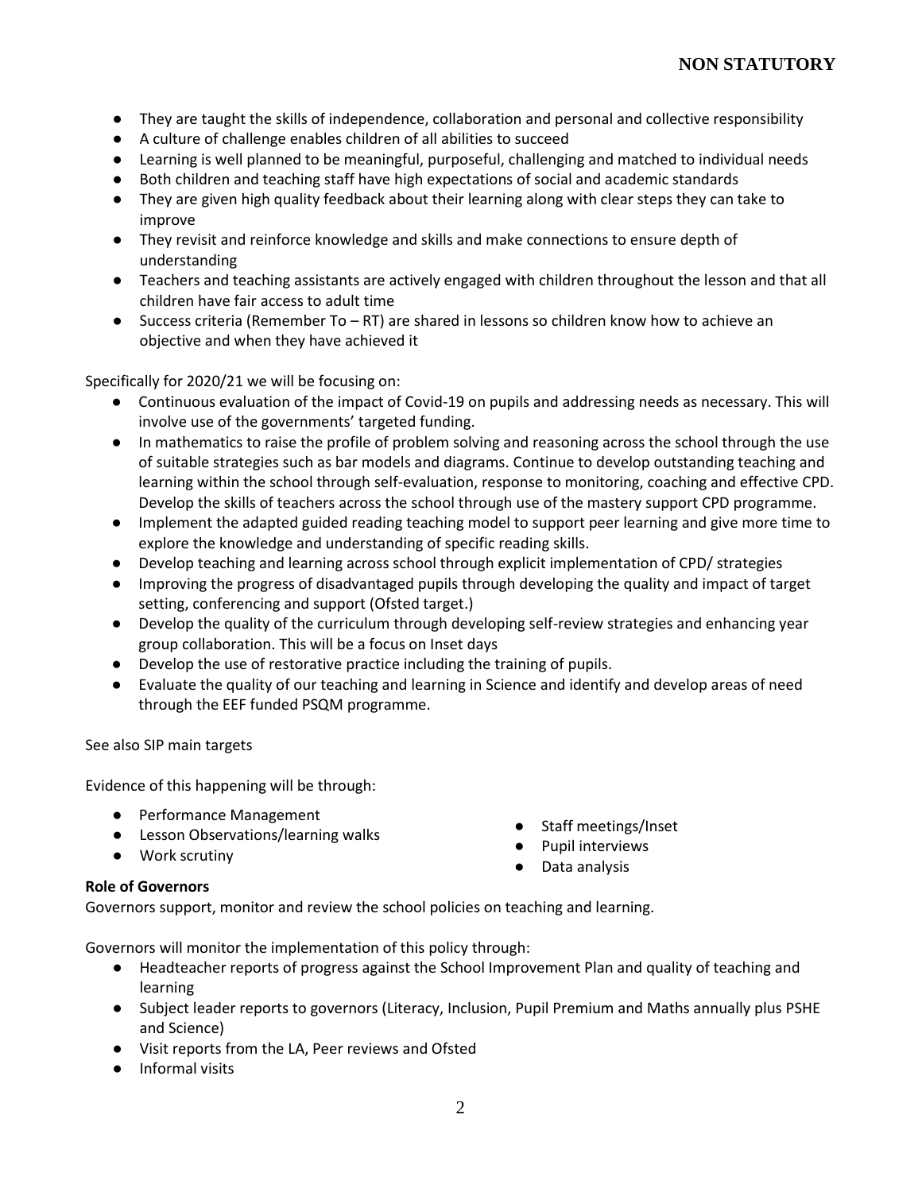- They are taught the skills of independence, collaboration and personal and collective responsibility
- A culture of challenge enables children of all abilities to succeed
- Learning is well planned to be meaningful, purposeful, challenging and matched to individual needs
- Both children and teaching staff have high expectations of social and academic standards
- They are given high quality feedback about their learning along with clear steps they can take to improve
- They revisit and reinforce knowledge and skills and make connections to ensure depth of understanding
- Teachers and teaching assistants are actively engaged with children throughout the lesson and that all children have fair access to adult time
- Success criteria (Remember To – RT) are shared in lessons so children know how to achieve an objective and when they have achieved it

Specifically for 2020/21 we will be focusing on:

- Continuous evaluation of the impact of Covid-19 on pupils and addressing needs as necessary. This will involve use of the governments' targeted funding.
- In mathematics to raise the profile of problem solving and reasoning across the school through the use of suitable strategies such as bar models and diagrams. Continue to develop outstanding teaching and learning within the school through self-evaluation, response to monitoring, coaching and effective CPD. Develop the skills of teachers across the school through use of the mastery support CPD programme.
- Implement the adapted guided reading teaching model to support peer learning and give more time to explore the knowledge and understanding of specific reading skills.
- Develop teaching and learning across school through explicit implementation of CPD/ strategies
- Improving the progress of disadvantaged pupils through developing the quality and impact of target setting, conferencing and support (Ofsted target.)
- Develop the quality of the curriculum through developing self-review strategies and enhancing year group collaboration. This will be a focus on Inset days
- Develop the use of restorative practice including the training of pupils.
- Evaluate the quality of our teaching and learning in Science and identify and develop areas of need through the EEF funded PSQM programme.

See also SIP main targets

Evidence of this happening will be through:

- Performance Management
- Lesson Observations/learning walks
- Work scrutiny
- Staff meetings/Inset
- Pupil interviews
- Data analysis

**Role of Governors**

Governors support, monitor and review the school policies on teaching and learning.

Governors will monitor the implementation of this policy through:

- Headteacher reports of progress against the School Improvement Plan and quality of teaching and learning
- Subject leader reports to governors (Literacy, Inclusion, Pupil Premium and Maths annually plus PSHE and Science)
- Visit reports from the LA, Peer reviews and Ofsted
- Informal visits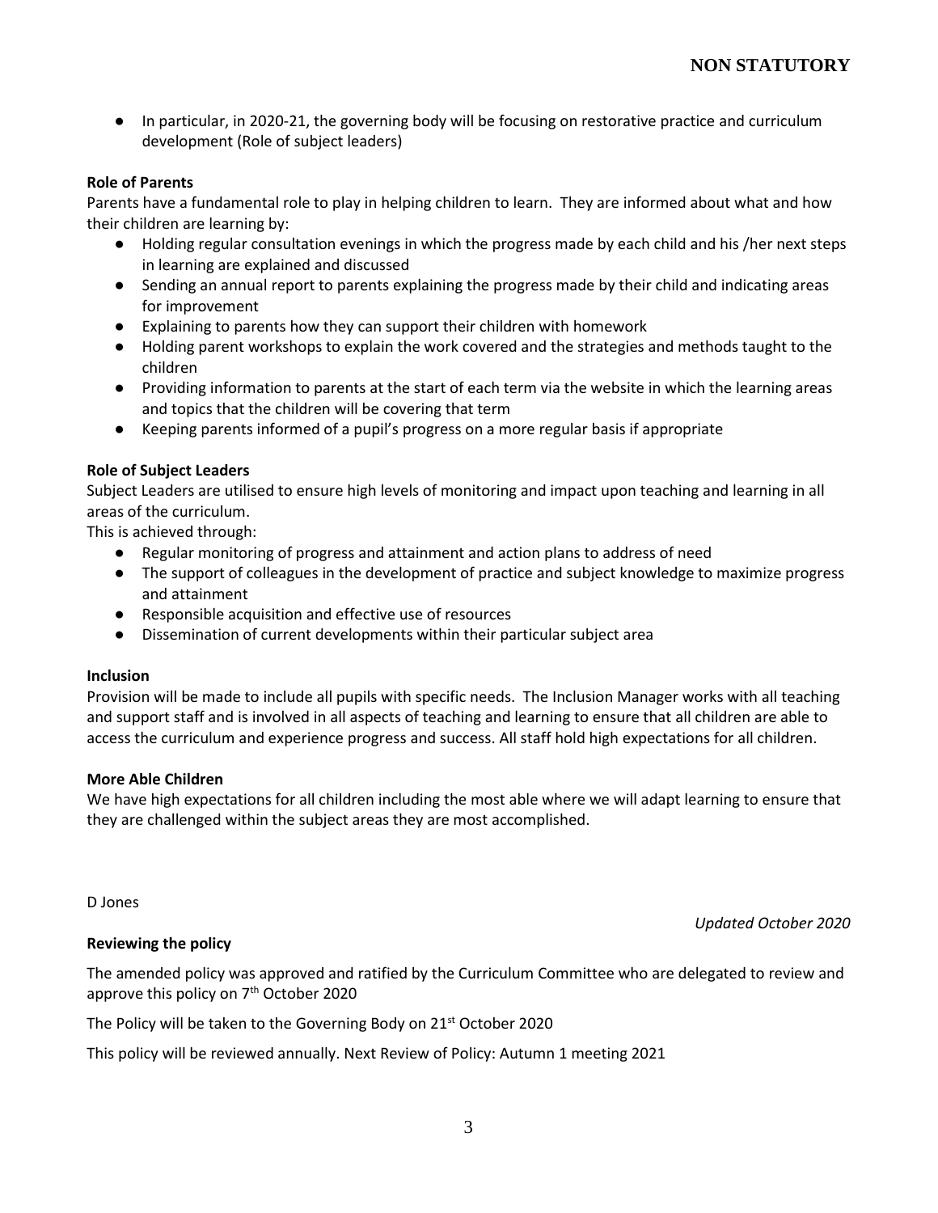**NON STATUTORY**

- In particular, in 2020-21, the governing body will be focusing on restorative practice and curriculum development (Role of subject leaders)

**Role of Parents**

Parents have a fundamental role to play in helping children to learn. They are informed about what and how their children are learning by:

- Holding regular consultation evenings in which the progress made by each child and his /her next steps in learning are explained and discussed
- Sending an annual report to parents explaining the progress made by their child and indicating areas for improvement
- Explaining to parents how they can support their children with homework
- Holding parent workshops to explain the work covered and the strategies and methods taught to the children
- Providing information to parents at the start of each term via the website in which the learning areas and topics that the children will be covering that term
- Keeping parents informed of a pupil's progress on a more regular basis if appropriate

**Role of Subject Leaders**

Subject Leaders are utilised to ensure high levels of monitoring and impact upon teaching and learning in all areas of the curriculum.

This is achieved through:

- Regular monitoring of progress and attainment and action plans to address of need
- The support of colleagues in the development of practice and subject knowledge to maximize progress and attainment
- Responsible acquisition and effective use of resources
- Dissemination of current developments within their particular subject area

**Inclusion**

Provision will be made to include all pupils with specific needs. The Inclusion Manager works with all teaching and support staff and is involved in all aspects of teaching and learning to ensure that all children are able to access the curriculum and experience progress and success. All staff hold high expectations for all children.

**More Able Children**

We have high expectations for all children including the most able where we will adapt learning to ensure that they are challenged within the subject areas they are most accomplished.

D Jones

*Updated October 2020*

**Reviewing the policy**

The amended policy was approved and ratified by the Curriculum Committee who are delegated to review and approve this policy on 7th October 2020

The Policy will be taken to the Governing Body on 21st October 2020

This policy will be reviewed annually. Next Review of Policy: Autumn 1 meeting 2021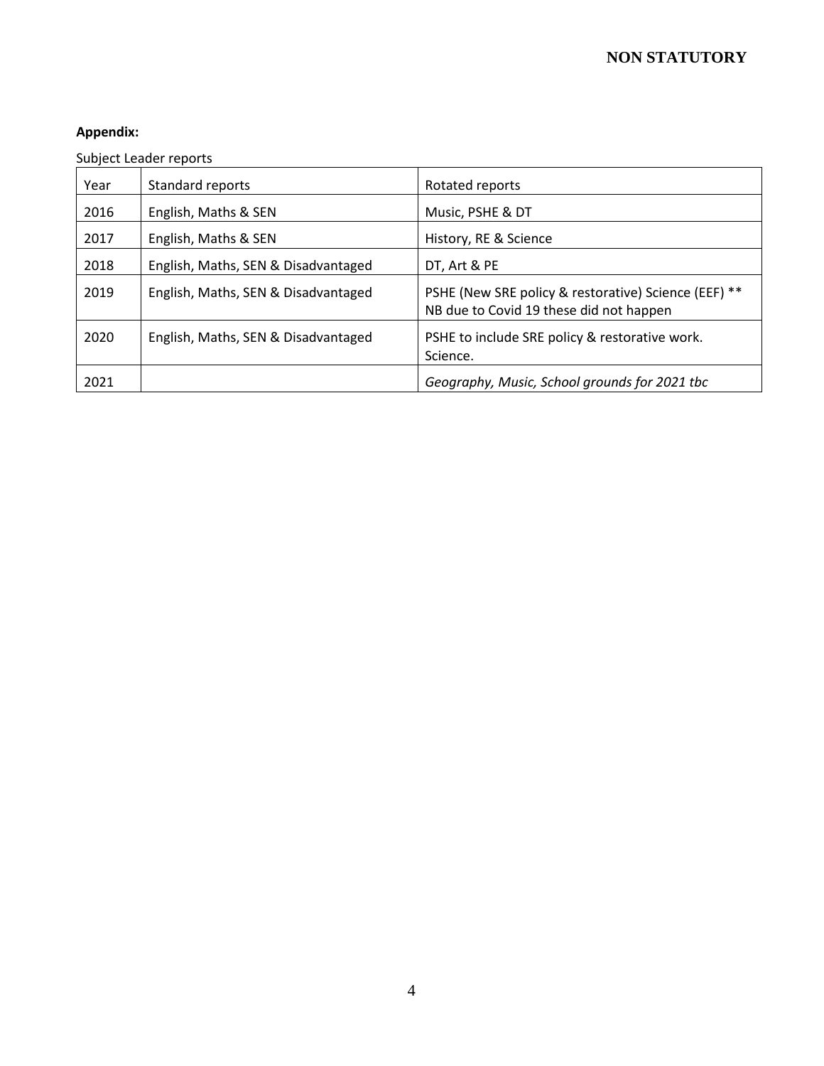NON STATUTORY

**Appendix:**

Subject Leader reports

| Year | Standard reports | Rotated reports |
|---|---|---|
| 2016 | English, Maths & SEN | Music, PSHE & DT |
| 2017 | English, Maths & SEN | History, RE & Science |
| 2018 | English, Maths, SEN & Disadvantaged | DT, Art & PE |
| 2019 | English, Maths, SEN & Disadvantaged | PSHE (New SRE policy & restorative) Science (EEF) ** NB due to Covid 19 these did not happen |
| 2020 | English, Maths, SEN & Disadvantaged | PSHE to include SRE policy & restorative work. Science. |
| 2021 | | *Geography, Music, School grounds for 2021 tbc* |